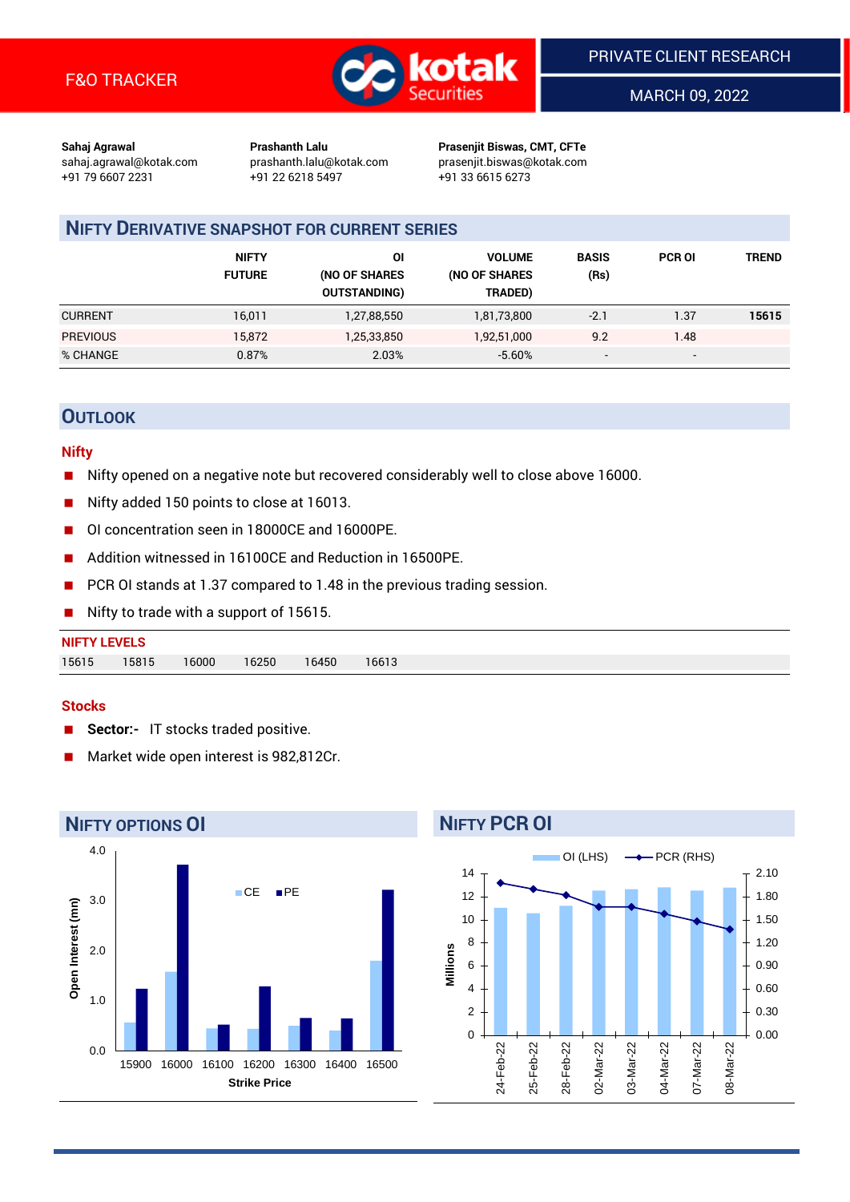F&O TRACKER

PRIVATE CLIENT RESEARCH

MARCH 09, 2022

**Sahaj Agrawal**
sahaj.agrawal@kotak.com
+91 79 6607 2231

**Prashanth Lalu**
prashanth.lalu@kotak.com
+91 22 6218 5497

**Prasenjit Biswas, CMT, CFTe**
prasenjit.biswas@kotak.com
+91 33 6615 6273

## NIFTY DERIVATIVE SNAPSHOT FOR CURRENT SERIES

| | NIFTY FUTURE | OI (NO OF SHARES OUTSTANDING) | VOLUME (NO OF SHARES TRADED) | BASIS (Rs) | PCR OI | TREND |
|---|---|---|---|---|---|---|
| CURRENT | 16,011 | 1,27,88,550 | 1,81,73,800 | -2.1 | 1.37 | **15615** |
| PREVIOUS | 15,872 | 1,25,33,850 | 1,92,51,000 | 9.2 | 1.48 | |
| % CHANGE | 0.87% | 2.03% | -5.60% | - | - | |

## OUTLOOK

### Nifty

- Nifty opened on a negative note but recovered considerably well to close above 16000.
- Nifty added 150 points to close at 16013.
- OI concentration seen in 18000CE and 16000PE.
- Addition witnessed in 16100CE and Reduction in 16500PE.
- PCR OI stands at 1.37 compared to 1.48 in the previous trading session.
- Nifty to trade with a support of 15615.

**NIFTY LEVELS**

| 15615 | 15815 | 16000 | 16250 | 16450 | 16613 |
|---|---|---|---|---|---|

### Stocks

- **Sector:-** IT stocks traded positive.
- Market wide open interest is 982,812Cr.

## NIFTY OPTIONS OI

| Strike Price | CE (Open Interest, mn) | PE (Open Interest, mn) |
|---|---|---|
| 15900 | 0.55 | 1.22 |
| 16000 | 1.56 | 3.70 |
| 16100 | 0.43 | 0.51 |
| 16200 | 0.42 | 1.27 |
| 16300 | 0.49 | 0.64 |
| 16400 | 0.40 | 0.63 |
| 16500 | 1.79 | 3.20 |

## NIFTY PCR OI

| Date | OI (LHS, Millions) | PCR (RHS) |
|---|---|---|
| 24-Feb-22 | 11.0 | 1.94 |
| 25-Feb-22 | 10.6 | 1.86 |
| 28-Feb-22 | 11.2 | 1.80 |
| 02-Mar-22 | 12.5 | 1.66 |
| 03-Mar-22 | 12.7 | 1.66 |
| 04-Mar-22 | 12.8 | 1.57 |
| 07-Mar-22 | 12.5 | 1.48 |
| 08-Mar-22 | 12.8 | 1.37 |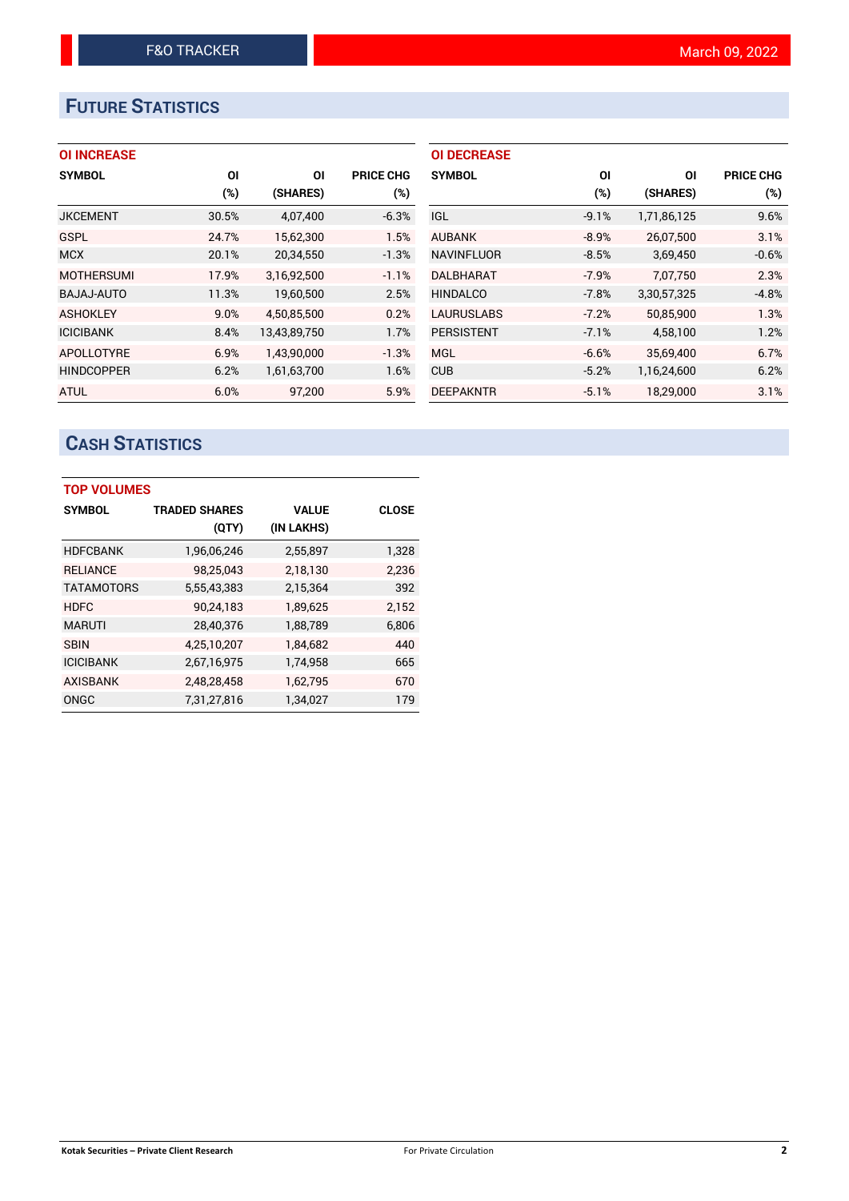# Future Statistics

### OI INCREASE

| SYMBOL | OI (%) | OI (SHARES) | PRICE CHG (%) |
|---|---|---|---|
| JKCEMENT | 30.5% | 4,07,400 | -6.3% |
| GSPL | 24.7% | 15,62,300 | 1.5% |
| MCX | 20.1% | 20,34,550 | -1.3% |
| MOTHERSUMI | 17.9% | 3,16,92,500 | -1.1% |
| BAJAJ-AUTO | 11.3% | 19,60,500 | 2.5% |
| ASHOKLEY | 9.0% | 4,50,85,500 | 0.2% |
| ICICIBANK | 8.4% | 13,43,89,750 | 1.7% |
| APOLLOTYRE | 6.9% | 1,43,90,000 | -1.3% |
| HINDCOPPER | 6.2% | 1,61,63,700 | 1.6% |
| ATUL | 6.0% | 97,200 | 5.9% |

### OI DECREASE

| SYMBOL | OI (%) | OI (SHARES) | PRICE CHG (%) |
|---|---|---|---|
| IGL | -9.1% | 1,71,86,125 | 9.6% |
| AUBANK | -8.9% | 26,07,500 | 3.1% |
| NAVINFLUOR | -8.5% | 3,69,450 | -0.6% |
| DALBHARAT | -7.9% | 7,07,750 | 2.3% |
| HINDALCO | -7.8% | 3,30,57,325 | -4.8% |
| LAURUSLABS | -7.2% | 50,85,900 | 1.3% |
| PERSISTENT | -7.1% | 4,58,100 | 1.2% |
| MGL | -6.6% | 35,69,400 | 6.7% |
| CUB | -5.2% | 1,16,24,600 | 6.2% |
| DEEPAKNTR | -5.1% | 18,29,000 | 3.1% |

# Cash Statistics

### TOP VOLUMES

| SYMBOL | TRADED SHARES (QTY) | VALUE (IN LAKHS) | CLOSE |
|---|---|---|---|
| HDFCBANK | 1,96,06,246 | 2,55,897 | 1,328 |
| RELIANCE | 98,25,043 | 2,18,130 | 2,236 |
| TATAMOTORS | 5,55,43,383 | 2,15,364 | 392 |
| HDFC | 90,24,183 | 1,89,625 | 2,152 |
| MARUTI | 28,40,376 | 1,88,789 | 6,806 |
| SBIN | 4,25,10,207 | 1,84,682 | 440 |
| ICICIBANK | 2,67,16,975 | 1,74,958 | 665 |
| AXISBANK | 2,48,28,458 | 1,62,795 | 670 |
| ONGC | 7,31,27,816 | 1,34,027 | 179 |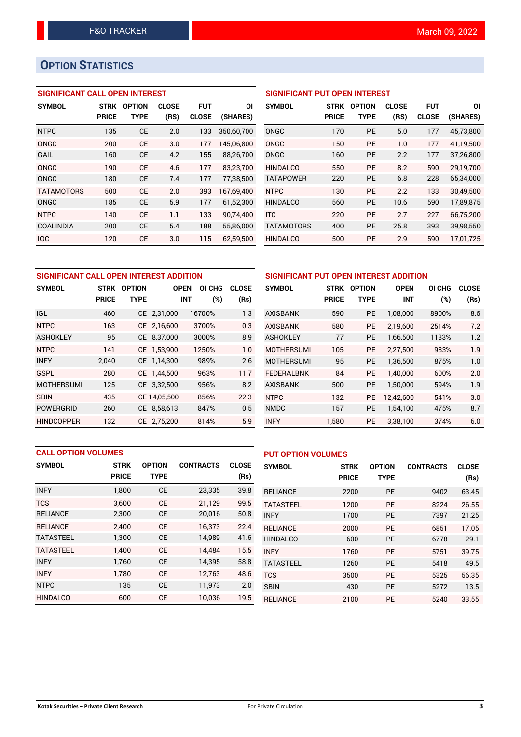## OPTION STATISTICS

### SIGNIFICANT CALL OPEN INTEREST

| SYMBOL | STRK PRICE | OPTION TYPE | CLOSE (RS) | FUT CLOSE | OI (SHARES) |
|---|---|---|---|---|---|
| NTPC | 135 | CE | 2.0 | 133 | 350,60,700 |
| ONGC | 200 | CE | 3.0 | 177 | 145,06,800 |
| GAIL | 160 | CE | 4.2 | 155 | 88,26,700 |
| ONGC | 190 | CE | 4.6 | 177 | 83,23,700 |
| ONGC | 180 | CE | 7.4 | 177 | 77,38,500 |
| TATAMOTORS | 500 | CE | 2.0 | 393 | 167,69,400 |
| ONGC | 185 | CE | 5.9 | 177 | 61,52,300 |
| NTPC | 140 | CE | 1.1 | 133 | 90,74,400 |
| COALINDIA | 200 | CE | 5.4 | 188 | 55,86,000 |
| IOC | 120 | CE | 3.0 | 115 | 62,59,500 |

### SIGNIFICANT PUT OPEN INTEREST

| SYMBOL | STRK PRICE | OPTION TYPE | CLOSE (RS) | FUT CLOSE | OI (SHARES) |
|---|---|---|---|---|---|
| ONGC | 170 | PE | 5.0 | 177 | 45,73,800 |
| ONGC | 150 | PE | 1.0 | 177 | 41,19,500 |
| ONGC | 160 | PE | 2.2 | 177 | 37,26,800 |
| HINDALCO | 550 | PE | 8.2 | 590 | 29,19,700 |
| TATAPOWER | 220 | PE | 6.8 | 228 | 65,34,000 |
| NTPC | 130 | PE | 2.2 | 133 | 30,49,500 |
| HINDALCO | 560 | PE | 10.6 | 590 | 17,89,875 |
| ITC | 220 | PE | 2.7 | 227 | 66,75,200 |
| TATAMOTORS | 400 | PE | 25.8 | 393 | 39,98,550 |
| HINDALCO | 500 | PE | 2.9 | 590 | 17,01,725 |

### SIGNIFICANT CALL OPEN INTEREST ADDITION

| SYMBOL | STRK PRICE | OPTION TYPE | OPEN INT | OI CHG (%) | CLOSE (Rs) |
|---|---|---|---|---|---|
| IGL | 460 | CE | 2,31,000 | 16700% | 1.3 |
| NTPC | 163 | CE | 2,16,600 | 3700% | 0.3 |
| ASHOKLEY | 95 | CE | 8,37,000 | 3000% | 8.9 |
| NTPC | 141 | CE | 1,53,900 | 1250% | 1.0 |
| INFY | 2,040 | CE | 1,14,300 | 989% | 2.6 |
| GSPL | 280 | CE | 1,44,500 | 963% | 11.7 |
| MOTHERSUMI | 125 | CE | 3,32,500 | 956% | 8.2 |
| SBIN | 435 | CE | 14,05,500 | 856% | 22.3 |
| POWERGRID | 260 | CE | 8,58,613 | 847% | 0.5 |
| HINDCOPPER | 132 | CE | 2,75,200 | 814% | 5.9 |

### SIGNIFICANT PUT OPEN INTEREST ADDITION

| SYMBOL | STRK PRICE | OPTION TYPE | OPEN INT | OI CHG (%) | CLOSE (Rs) |
|---|---|---|---|---|---|
| AXISBANK | 590 | PE | 1,08,000 | 8900% | 8.6 |
| AXISBANK | 580 | PE | 2,19,600 | 2514% | 7.2 |
| ASHOKLEY | 77 | PE | 1,66,500 | 1133% | 1.2 |
| MOTHERSUMI | 105 | PE | 2,27,500 | 983% | 1.9 |
| MOTHERSUMI | 95 | PE | 1,36,500 | 875% | 1.0 |
| FEDERALBNK | 84 | PE | 1,40,000 | 600% | 2.0 |
| AXISBANK | 500 | PE | 1,50,000 | 594% | 1.9 |
| NTPC | 132 | PE | 12,42,600 | 541% | 3.0 |
| NMDC | 157 | PE | 1,54,100 | 475% | 8.7 |
| INFY | 1,580 | PE | 3,38,100 | 374% | 6.0 |

### CALL OPTION VOLUMES

| SYMBOL | STRK PRICE | OPTION TYPE | CONTRACTS | CLOSE (Rs) |
|---|---|---|---|---|
| INFY | 1,800 | CE | 23,335 | 39.8 |
| TCS | 3,600 | CE | 21,129 | 99.5 |
| RELIANCE | 2,300 | CE | 20,016 | 50.8 |
| RELIANCE | 2,400 | CE | 16,373 | 22.4 |
| TATASTEEL | 1,300 | CE | 14,989 | 41.6 |
| TATASTEEL | 1,400 | CE | 14,484 | 15.5 |
| INFY | 1,760 | CE | 14,395 | 58.8 |
| INFY | 1,780 | CE | 12,763 | 48.6 |
| NTPC | 135 | CE | 11,973 | 2.0 |
| HINDALCO | 600 | CE | 10,036 | 19.5 |

### PUT OPTION VOLUMES

| SYMBOL | STRK PRICE | OPTION TYPE | CONTRACTS | CLOSE (Rs) |
|---|---|---|---|---|
| RELIANCE | 2200 | PE | 9402 | 63.45 |
| TATASTEEL | 1200 | PE | 8224 | 26.55 |
| INFY | 1700 | PE | 7397 | 21.25 |
| RELIANCE | 2000 | PE | 6851 | 17.05 |
| HINDALCO | 600 | PE | 6778 | 29.1 |
| INFY | 1760 | PE | 5751 | 39.75 |
| TATASTEEL | 1260 | PE | 5418 | 49.5 |
| TCS | 3500 | PE | 5325 | 56.35 |
| SBIN | 430 | PE | 5272 | 13.5 |
| RELIANCE | 2100 | PE | 5240 | 33.55 |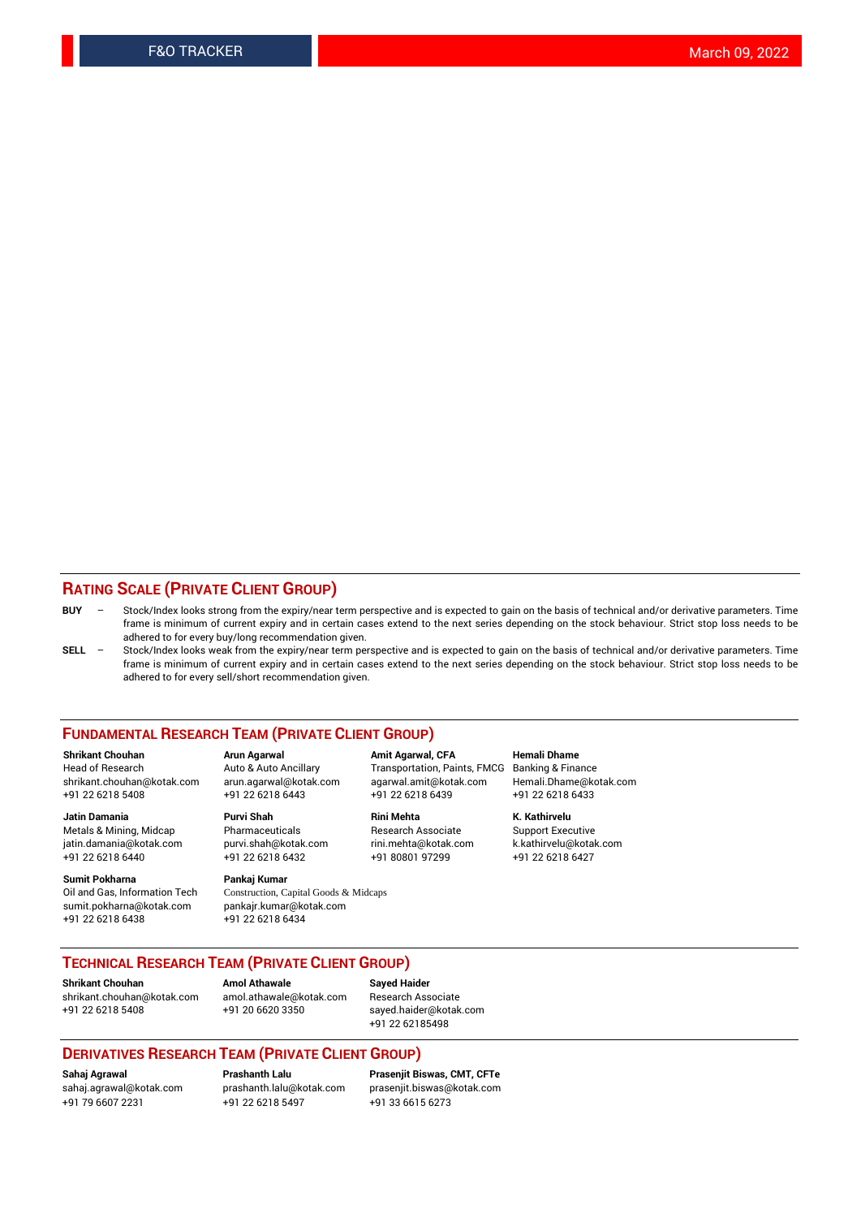## RATING SCALE (PRIVATE CLIENT GROUP)

**BUY** – Stock/Index looks strong from the expiry/near term perspective and is expected to gain on the basis of technical and/or derivative parameters. Time frame is minimum of current expiry and in certain cases extend to the next series depending on the stock behaviour. Strict stop loss needs to be adhered to for every buy/long recommendation given.

**SELL** – Stock/Index looks weak from the expiry/near term perspective and is expected to gain on the basis of technical and/or derivative parameters. Time frame is minimum of current expiry and in certain cases extend to the next series depending on the stock behaviour. Strict stop loss needs to be adhered to for every sell/short recommendation given.

## FUNDAMENTAL RESEARCH TEAM (PRIVATE CLIENT GROUP)

**Shrikant Chouhan**
Head of Research
shrikant.chouhan@kotak.com
+91 22 6218 5408

**Arun Agarwal**
Auto & Auto Ancillary
arun.agarwal@kotak.com
+91 22 6218 6443

**Amit Agarwal, CFA**
Transportation, Paints, FMCG
agarwal.amit@kotak.com
+91 22 6218 6439

**Hemali Dhame**
Banking & Finance
Hemali.Dhame@kotak.com
+91 22 6218 6433

**Jatin Damania**
Metals & Mining, Midcap
jatin.damania@kotak.com
+91 22 6218 6440

**Purvi Shah**
Pharmaceuticals
purvi.shah@kotak.com
+91 22 6218 6432

**Rini Mehta**
Research Associate
rini.mehta@kotak.com
+91 80801 97299

**K. Kathirvelu**
Support Executive
k.kathirvelu@kotak.com
+91 22 6218 6427

**Sumit Pokharna**
Oil and Gas, Information Tech
sumit.pokharna@kotak.com
+91 22 6218 6438

**Pankaj Kumar**
Construction, Capital Goods & Midcaps
pankajr.kumar@kotak.com
+91 22 6218 6434

## TECHNICAL RESEARCH TEAM (PRIVATE CLIENT GROUP)

**Shrikant Chouhan**
shrikant.chouhan@kotak.com
+91 22 6218 5408

**Amol Athawale**
amol.athawale@kotak.com
+91 20 6620 3350

**Sayed Haider**
Research Associate
sayed.haider@kotak.com
+91 22 62185498

## DERIVATIVES RESEARCH TEAM (PRIVATE CLIENT GROUP)

**Sahaj Agrawal**
sahaj.agrawal@kotak.com
+91 79 6607 2231

**Prashanth Lalu**
prashanth.lalu@kotak.com
+91 22 6218 5497

**Prasenjit Biswas, CMT, CFTe**
prasenjit.biswas@kotak.com
+91 33 6615 6273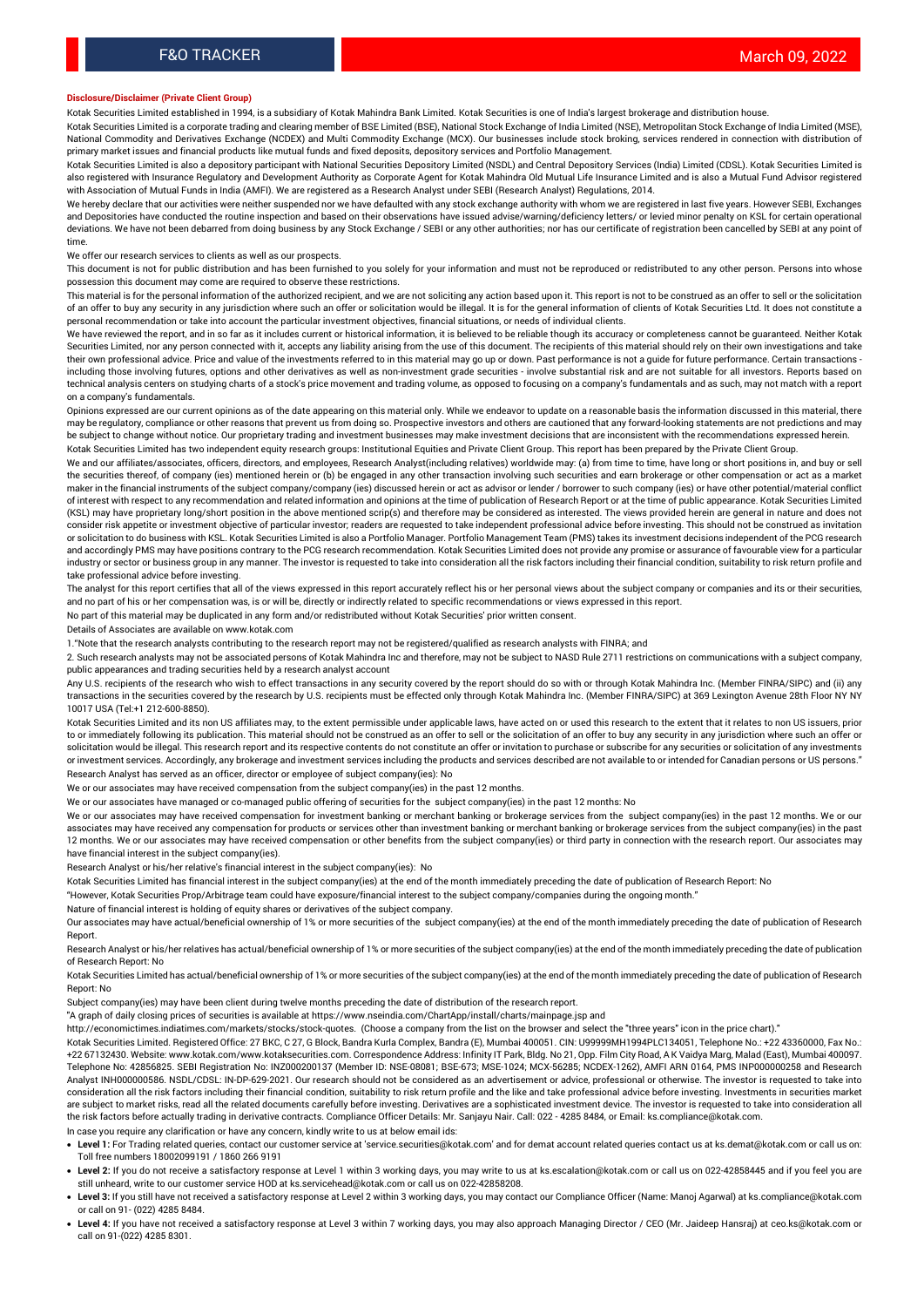**Disclosure/Disclaimer (Private Client Group)**

Kotak Securities Limited established in 1994, is a subsidiary of Kotak Mahindra Bank Limited. Kotak Securities is one of India's largest brokerage and distribution house.

Kotak Securities Limited is a corporate trading and clearing member of BSE Limited (BSE), National Stock Exchange of India Limited (NSE), Metropolitan Stock Exchange of India Limited (MSE), National Commodity and Derivatives Exchange (NCDEX) and Multi Commodity Exchange (MCX). Our businesses include stock broking, services rendered in connection with distribution of primary market issues and financial products like mutual funds and fixed deposits, depository services and Portfolio Management.

Kotak Securities Limited is also a depository participant with National Securities Depository Limited (NSDL) and Central Depository Services (India) Limited (CDSL). Kotak Securities Limited is also registered with Insurance Regulatory and Development Authority as Corporate Agent for Kotak Mahindra Old Mutual Life Insurance Limited and is also a Mutual Fund Advisor registered with Association of Mutual Funds in India (AMFI). We are registered as a Research Analyst under SEBI (Research Analyst) Regulations, 2014.

We hereby declare that our activities were neither suspended nor we have defaulted with any stock exchange authority with whom we are registered in last five years. However SEBI, Exchanges and Depositories have conducted the routine inspection and based on their observations have issued advise/warning/deficiency letters/ or levied minor penalty on KSL for certain operational deviations. We have not been debarred from doing business by any Stock Exchange / SEBI or any other authorities; nor has our certificate of registration been cancelled by SEBI at any point of time.

We offer our research services to clients as well as our prospects.

This document is not for public distribution and has been furnished to you solely for your information and must not be reproduced or redistributed to any other person. Persons into whose possession this document may come are required to observe these restrictions.

This material is for the personal information of the authorized recipient, and we are not soliciting any action based upon it. This report is not to be construed as an offer to sell or the solicitation of an offer to buy any security in any jurisdiction where such an offer or solicitation would be illegal. It is for the general information of clients of Kotak Securities Ltd. It does not constitute a personal recommendation or take into account the particular investment objectives, financial situations, or needs of individual clients.

We have reviewed the report, and in so far as it includes current or historical information, it is believed to be reliable though its accuracy or completeness cannot be guaranteed. Neither Kotak Securities Limited, nor any person connected with it, accepts any liability arising from the use of this document. The recipients of this material should rely on their own investigations and take their own professional advice. Price and value of the investments referred to in this material may go up or down. Past performance is not a guide for future performance. Certain transactions - including those involving futures, options and other derivatives as well as non-investment grade securities - involve substantial risk and are not suitable for all investors. Reports based on technical analysis centers on studying charts of a stock's price movement and trading volume, as opposed to focusing on a company's fundamentals and as such, may not match with a report on a company's fundamentals.

Opinions expressed are our current opinions as of the date appearing on this material only. While we endeavor to update on a reasonable basis the information discussed in this material, there may be regulatory, compliance or other reasons that prevent us from doing so. Prospective investors and others are cautioned that any forward-looking statements are not predictions and may be subject to change without notice. Our proprietary trading and investment businesses may make investment decisions that are inconsistent with the recommendations expressed herein.

Kotak Securities Limited has two independent equity research groups: Institutional Equities and Private Client Group. This report has been prepared by the Private Client Group.

We and our affiliates/associates, officers, directors, and employees, Research Analyst(including relatives) worldwide may: (a) from time to time, have long or short positions in, and buy or sell the securities thereof, of company (ies) mentioned herein or (b) be engaged in any other transaction involving such securities and earn brokerage or other compensation or act as a market maker in the financial instruments of the subject company/company (ies) discussed herein or act as advisor or lender / borrower to such company (ies) or have other potential/material conflict of interest with respect to any recommendation and related information and opinions at the time of publication of Research Report or at the time of public appearance. Kotak Securities Limited (KSL) may have proprietary long/short position in the above mentioned scrip(s) and therefore may be considered as interested. The views provided herein are general in nature and does not consider risk appetite or investment objective of particular investor; readers are requested to take independent professional advice before investing. This should not be construed as invitation or solicitation to do business with KSL. Kotak Securities Limited is also a Portfolio Manager. Portfolio Management Team (PMS) takes its investment decisions independent of the PCG research and accordingly PMS may have positions contrary to the PCG research recommendation. Kotak Securities Limited does not provide any promise or assurance of favourable view for a particular industry or sector or business group in any manner. The investor is requested to take into consideration all the risk factors including their financial condition, suitability to risk return profile and take professional advice before investing.

The analyst for this report certifies that all of the views expressed in this report accurately reflect his or her personal views about the subject company or companies and its or their securities, and no part of his or her compensation was, is or will be, directly or indirectly related to specific recommendations or views expressed in this report.

No part of this material may be duplicated in any form and/or redistributed without Kotak Securities' prior written consent.

Details of Associates are available on www.kotak.com

1."Note that the research analysts contributing to the research report may not be registered/qualified as research analysts with FINRA; and

2. Such research analysts may not be associated persons of Kotak Mahindra Inc and therefore, may not be subject to NASD Rule 2711 restrictions on communications with a subject company, public appearances and trading securities held by a research analyst account

Any U.S. recipients of the research who wish to effect transactions in any security covered by the report should do so with or through Kotak Mahindra Inc. (Member FINRA/SIPC) and (ii) any transactions in the securities covered by the research by U.S. recipients must be effected only through Kotak Mahindra Inc. (Member FINRA/SIPC) at 369 Lexington Avenue 28th Floor NY NY 10017 USA (Tel:+1 212-600-8850).

Kotak Securities Limited and its non US affiliates may, to the extent permissible under applicable laws, have acted on or used this research to the extent that it relates to non US issuers, prior to or immediately following its publication. This material should not be construed as an offer to sell or the solicitation of an offer to buy any security in any jurisdiction where such an offer or solicitation would be illegal. This research report and its respective contents do not constitute an offer or invitation to purchase or subscribe for any securities or solicitation of any investments or investment services. Accordingly, any brokerage and investment services including the products and services described are not available to or intended for Canadian persons or US persons."

Research Analyst has served as an officer, director or employee of subject company(ies): No

We or our associates may have received compensation from the subject company(ies) in the past 12 months.

We or our associates have managed or co-managed public offering of securities for the subject company(ies) in the past 12 months: No

We or our associates may have received compensation for investment banking or merchant banking or brokerage services from the subject company(ies) in the past 12 months. We or our associates may have received any compensation for products or services other than investment banking or merchant banking or brokerage services from the subject company(ies) in the past 12 months. We or our associates may have received compensation or other benefits from the subject company(ies) or third party in connection with the research report. Our associates may have financial interest in the subject company(ies).

Research Analyst or his/her relative's financial interest in the subject company(ies): No

Kotak Securities Limited has financial interest in the subject company(ies) at the end of the month immediately preceding the date of publication of Research Report: No

"However, Kotak Securities Prop/Arbitrage team could have exposure/financial interest to the subject company/companies during the ongoing month."

Nature of financial interest is holding of equity shares or derivatives of the subject company.

Our associates may have actual/beneficial ownership of 1% or more securities of the subject company(ies) at the end of the month immediately preceding the date of publication of Research Report.

Research Analyst or his/her relatives has actual/beneficial ownership of 1% or more securities of the subject company(ies) at the end of the month immediately preceding the date of publication of Research Report: No

Kotak Securities Limited has actual/beneficial ownership of 1% or more securities of the subject company(ies) at the end of the month immediately preceding the date of publication of Research Report: No

Subject company(ies) may have been client during twelve months preceding the date of distribution of the research report.

"A graph of daily closing prices of securities is available at https://www.nseindia.com/ChartApp/install/charts/mainpage.jsp and

http://economictimes.indiatimes.com/markets/stocks/stock-quotes. (Choose a company from the list on the browser and select the "three years" icon in the price chart)."

Kotak Securities Limited. Registered Office: 27 BKC, C 27, G Block, Bandra Kurla Complex, Bandra (E), Mumbai 400051. CIN: U99999MH1994PLC134051, Telephone No.: +22 43360000, Fax No.: +22 67132430. Website: www.kotak.com/www.kotaksecurities.com. Correspondence Address: Infinity IT Park, Bldg. No 21, Opp. Film City Road, A K Vaidya Marg, Malad (East), Mumbai 400097. Telephone No: 42856825. SEBI Registration No: INZ000200137 (Member ID: NSE-08081; BSE-673; MSE-1024; MCX-56285; NCDEX-1262), AMFI ARN 0164, PMS INP000000258 and Research Analyst INH000000586. NSDL/CDSL: IN-DP-629-2021. Our research should not be considered as an advertisement or advice, professional or otherwise. The investor is requested to take into consideration all the risk factors including their financial condition, suitability to risk return profile and the like and take professional advice before investing. Investments in securities market are subject to market risks, read all the related documents carefully before investing. Derivatives are a sophisticated investment device. The investor is requested to take into consideration all the risk factors before actually trading in derivative contracts. Compliance Officer Details: Mr. Sanjayu Nair. Call: 022 - 4285 8484, or Email: ks.compliance@kotak.com.

In case you require any clarification or have any concern, kindly write to us at below email ids:

- **Level 1:** For Trading related queries, contact our customer service at 'service.securities@kotak.com' and for demat account related queries contact us at ks.demat@kotak.com or call us on: Toll free numbers 18002099191 / 1860 266 9191
- **Level 2:** If you do not receive a satisfactory response at Level 1 within 3 working days, you may write to us at ks.escalation@kotak.com or call us on 022-42858445 and if you feel you are still unheard, write to our customer service HOD at ks.servicehead@kotak.com or call us on 022-42858208.
- **Level 3:** If you still have not received a satisfactory response at Level 2 within 3 working days, you may contact our Compliance Officer (Name: Manoj Agarwal) at ks.compliance@kotak.com or call on 91- (022) 4285 8484.
- **Level 4:** If you have not received a satisfactory response at Level 3 within 7 working days, you may also approach Managing Director / CEO (Mr. Jaideep Hansraj) at ceo.ks@kotak.com or call on 91-(022) 4285 8301.